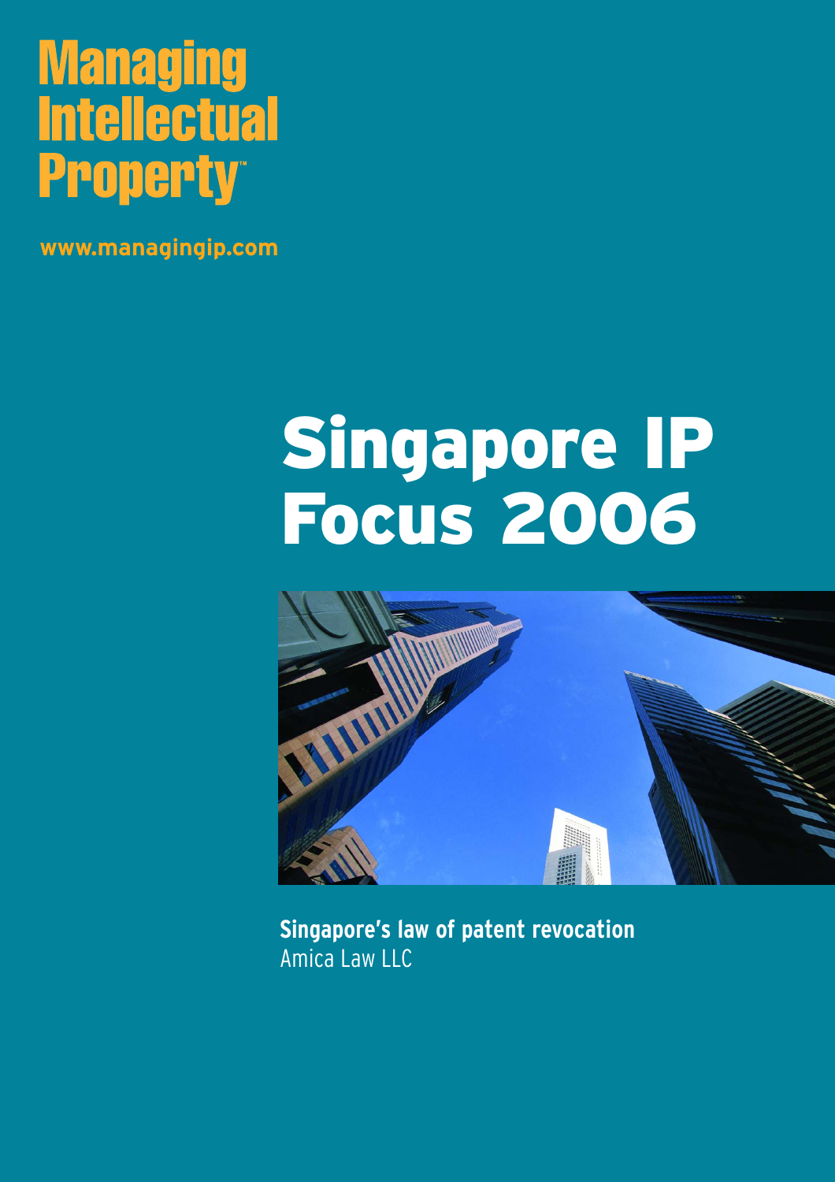# Managing Intellectual Property™

www.managingip.com

# Singapore IP Focus 2006

**Singapore's law of patent revocation**
Amica Law LLC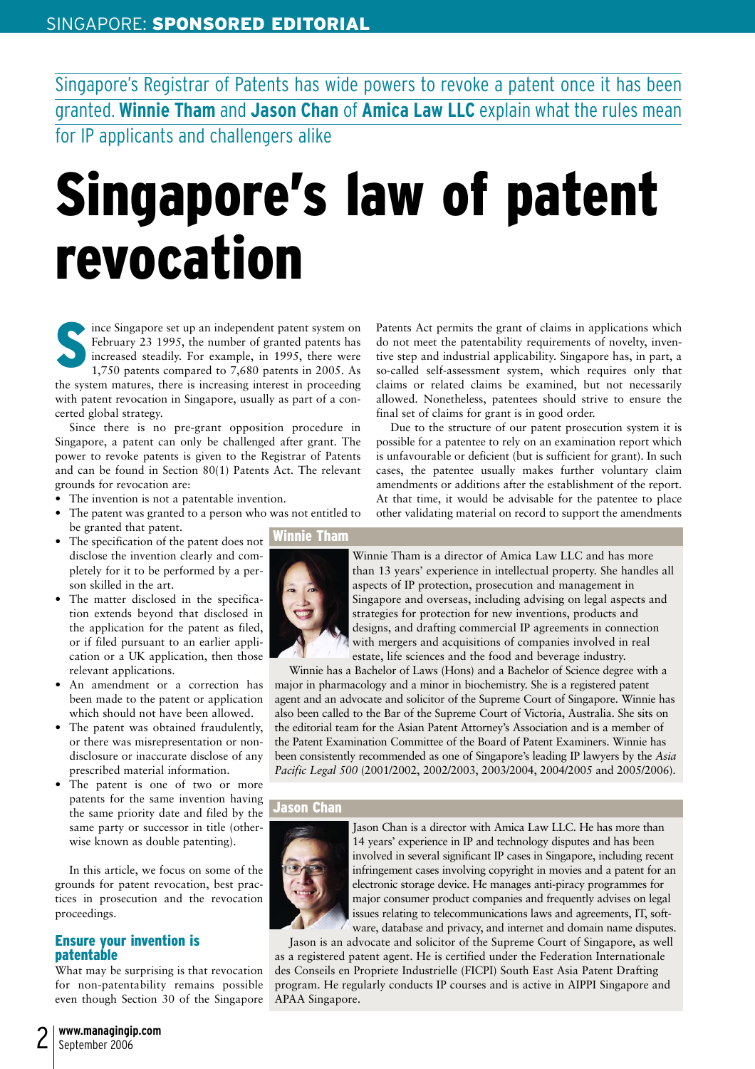Singapore's Registrar of Patents has wide powers to revoke a patent once it has been granted. **Winnie Tham** and **Jason Chan** of **Amica Law LLC** explain what the rules mean for IP applicants and challengers alike

# Singapore's law of patent revocation

Since Singapore set up an independent patent system on February 23 1995, the number of granted patents has increased steadily. For example, in 1995, there were 1,750 patents compared to 7,680 patents in 2005. As the system matures, there is increasing interest in proceeding with patent revocation in Singapore, usually as part of a concerted global strategy.

Since there is no pre-grant opposition procedure in Singapore, a patent can only be challenged after grant. The power to revoke patents is given to the Registrar of Patents and can be found in Section 80(1) Patents Act. The relevant grounds for revocation are:

- The invention is not a patentable invention.
- The patent was granted to a person who was not entitled to be granted that patent.
- The specification of the patent does not disclose the invention clearly and completely for it to be performed by a person skilled in the art.
- The matter disclosed in the specification extends beyond that disclosed in the application for the patent as filed, or if filed pursuant to an earlier application or a UK application, then those relevant applications.
- An amendment or a correction has been made to the patent or application which should not have been allowed.
- The patent was obtained fraudulently, or there was misrepresentation or non-disclosure or inaccurate disclose of any prescribed material information.
- The patent is one of two or more patents for the same invention having the same priority date and filed by the same party or successor in title (otherwise known as double patenting).

In this article, we focus on some of the grounds for patent revocation, best practices in prosecution and the revocation proceedings.

## Ensure your invention is patentable

What may be surprising is that revocation for non-patentability remains possible even though Section 30 of the Singapore Patents Act permits the grant of claims in applications which do not meet the patentability requirements of novelty, inventive step and industrial applicability. Singapore has, in part, a so-called self-assessment system, which requires only that claims or related claims be examined, but not necessarily allowed. Nonetheless, patentees should strive to ensure the final set of claims for grant is in good order.

Due to the structure of our patent prosecution system it is possible for a patentee to rely on an examination report which is unfavourable or deficient (but is sufficient for grant). In such cases, the patentee usually makes further voluntary claim amendments or additions after the establishment of the report. At that time, it would be advisable for the patentee to place other validating material on record to support the amendments

### Winnie Tham

Winnie Tham is a director of Amica Law LLC and has more than 13 years' experience in intellectual property. She handles all aspects of IP protection, prosecution and management in Singapore and overseas, including advising on legal aspects and strategies for protection for new inventions, products and designs, and drafting commercial IP agreements in connection with mergers and acquisitions of companies involved in real estate, life sciences and the food and beverage industry.

Winnie has a Bachelor of Laws (Hons) and a Bachelor of Science degree with a major in pharmacology and a minor in biochemistry. She is a registered patent agent and an advocate and solicitor of the Supreme Court of Singapore. Winnie has also been called to the Bar of the Supreme Court of Victoria, Australia. She sits on the editorial team for the Asian Patent Attorney's Association and is a member of the Patent Examination Committee of the Board of Patent Examiners. Winnie has been consistently recommended as one of Singapore's leading IP lawyers by the *Asia Pacific Legal 500* (2001/2002, 2002/2003, 2003/2004, 2004/2005 and 2005/2006).

### Jason Chan

Jason Chan is a director with Amica Law LLC. He has more than 14 years' experience in IP and technology disputes and has been involved in several significant IP cases in Singapore, including recent infringement cases involving copyright in movies and a patent for an electronic storage device. He manages anti-piracy programmes for major consumer product companies and frequently advises on legal issues relating to telecommunications laws and agreements, IT, software, database and privacy, and internet and domain name disputes.

Jason is an advocate and solicitor of the Supreme Court of Singapore, as well as a registered patent agent. He is certified under the Federation Internationale des Conseils en Propriete Industrielle (FICPI) South East Asia Patent Drafting program. He regularly conducts IP courses and is active in AIPPI Singapore and APAA Singapore.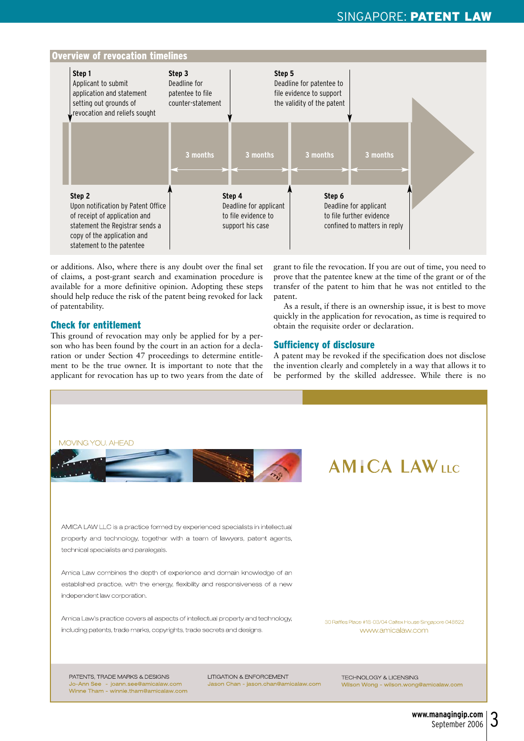## Overview of revocation timelines

**Step 1**
Applicant to submit application and statement setting out grounds of revocation and reliefs sought

**Step 2**
Upon notification by Patent Office of receipt of application and statement the Registrar sends a copy of the application and statement to the patentee

**Step 3**
Deadline for patentee to file counter-statement

**Step 4**
Deadline for applicant to file evidence to support his case

**Step 5**
Deadline for patentee to file evidence to support the validity of the patent

**Step 6**
Deadline for applicant to file further evidence confined to matters in reply

3 months | 3 months | 3 months | 3 months

or additions. Also, where there is any doubt over the final set of claims, a post-grant search and examination procedure is available for a more definitive opinion. Adopting these steps should help reduce the risk of the patent being revoked for lack of patentability.

### Check for entitlement

This ground of revocation may only be applied for by a person who has been found by the court in an action for a declaration or under Section 47 proceedings to determine entitlement to be the true owner. It is important to note that the applicant for revocation has up to two years from the date of grant to file the revocation. If you are out of time, you need to prove that the patentee knew at the time of the grant or of the transfer of the patent to him that he was not entitled to the patent.

As a result, if there is an ownership issue, it is best to move quickly in the application for revocation, as time is required to obtain the requisite order or declaration.

### Sufficiency of disclosure

A patent may be revoked if the specification does not disclose the invention clearly and completely in a way that allows it to be performed by the skilled addressee. While there is no

---

MOVING YOU. AHEAD

AMICA LAW LLC

AMICA LAW LLC is a practice formed by experienced specialists in intellectual property and technology, together with a team of lawyers, patent agents, technical specialists and paralegals.

Amica Law combines the depth of experience and domain knowledge of an established practice, with the energy, flexibility and responsiveness of a new independent law corporation.

Amica Law's practice covers all aspects of intellectual property and technology, including patents, trade marks, copyrights, trade secrets and designs.

30 Raffles Place #18-03/04 Caltex House Singapore 048622
www.amicalaw.com

PATENTS, TRADE MARKS & DESIGNS
Jo-Ann See - joann.see@amicalaw.com
Winne Tham - winnie.tham@amicalaw.com

LITIGATION & ENFORCEMENT
Jason Chan - jason.chan@amicalaw.com

TECHNOLOGY & LICENSING
Wilson Wong - wilson.wong@amicalaw.com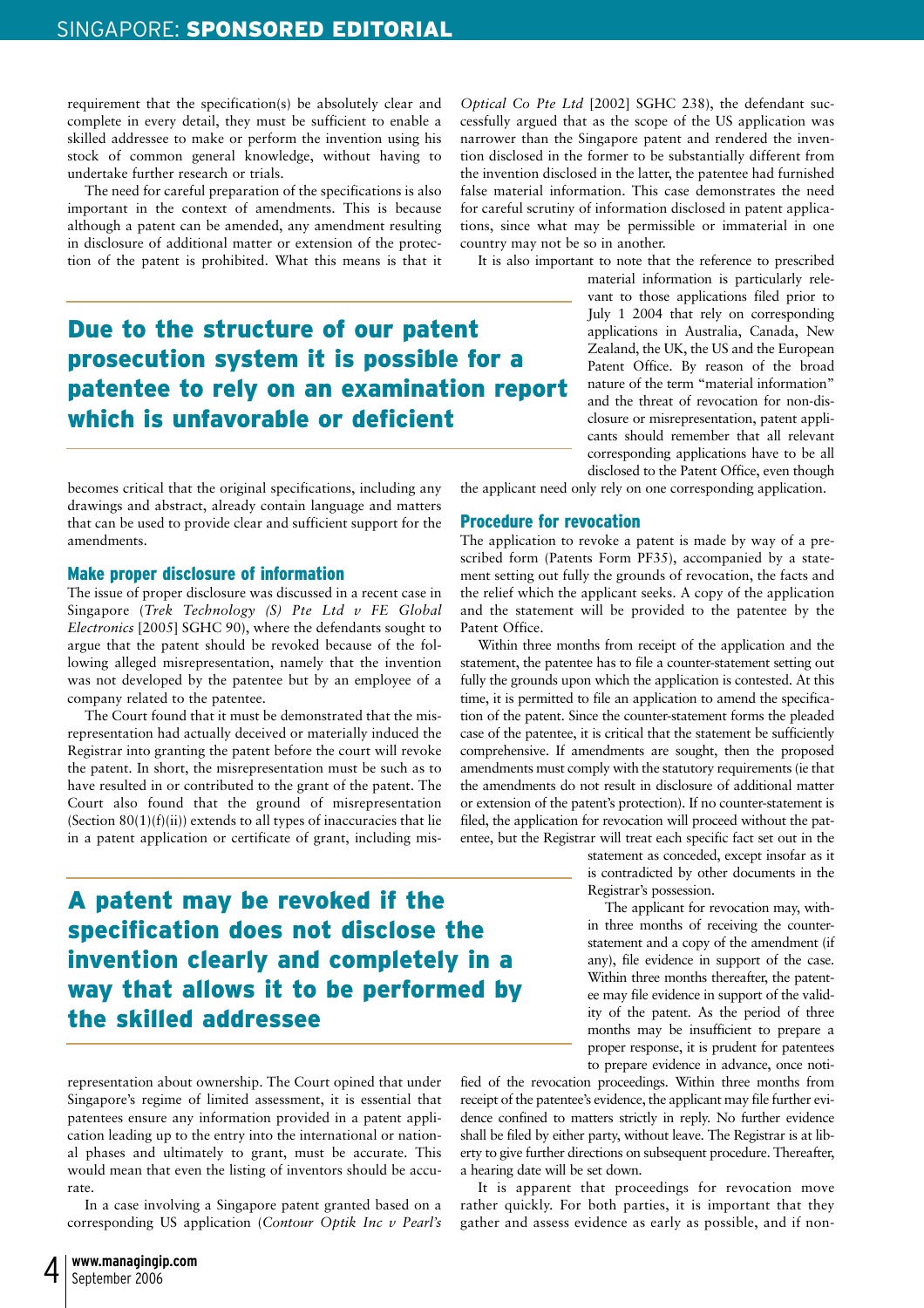requirement that the specification(s) be absolutely clear and complete in every detail, they must be sufficient to enable a skilled addressee to make or perform the invention using his stock of common general knowledge, without having to undertake further research or trials.

The need for careful preparation of the specifications is also important in the context of amendments. This is because although a patent can be amended, any amendment resulting in disclosure of additional matter or extension of the protection of the patent is prohibited. What this means is that it becomes critical that the original specifications, including any drawings and abstract, already contain language and matters that can be used to provide clear and sufficient support for the amendments.

**Due to the structure of our patent prosecution system it is possible for a patentee to rely on an examination report which is unfavorable or deficient**

### Make proper disclosure of information

The issue of proper disclosure was discussed in a recent case in Singapore (*Trek Technology (S) Pte Ltd v FE Global Electronics* [2005] SGHC 90), where the defendants sought to argue that the patent should be revoked because of the following alleged misrepresentation, namely that the invention was not developed by the patentee but by an employee of a company related to the patentee.

The Court found that it must be demonstrated that the misrepresentation had actually deceived or materially induced the Registrar into granting the patent before the court will revoke the patent. In short, the misrepresentation must be such as to have resulted in or contributed to the grant of the patent. The Court also found that the ground of misrepresentation (Section 80(1)(f)(ii)) extends to all types of inaccuracies that lie in a patent application or certificate of grant, including misrepresentation about ownership. The Court opined that under Singapore's regime of limited assessment, it is essential that patentees ensure any information provided in a patent application leading up to the entry into the international or national phases and ultimately to grant, must be accurate. This would mean that even the listing of inventors should be accurate.

**A patent may be revoked if the specification does not disclose the invention clearly and completely in a way that allows it to be performed by the skilled addressee**

In a case involving a Singapore patent granted based on a corresponding US application (*Contour Optik Inc v Pearl's Optical Co Pte Ltd* [2002] SGHC 238), the defendant successfully argued that as the scope of the US application was narrower than the Singapore patent and rendered the invention disclosed in the former to be substantially different from the invention disclosed in the latter, the patentee had furnished false material information. This case demonstrates the need for careful scrutiny of information disclosed in patent applications, since what may be permissible or immaterial in one country may not be so in another.

It is also important to note that the reference to prescribed material information is particularly relevant to those applications filed prior to July 1 2004 that rely on corresponding applications in Australia, Canada, New Zealand, the UK, the US and the European Patent Office. By reason of the broad nature of the term "material information" and the threat of revocation for non-disclosure or misrepresentation, patent applicants should remember that all relevant corresponding applications have to be all disclosed to the Patent Office, even though the applicant need only rely on one corresponding application.

### Procedure for revocation

The application to revoke a patent is made by way of a prescribed form (Patents Form PF35), accompanied by a statement setting out fully the grounds of revocation, the facts and the relief which the applicant seeks. A copy of the application and the statement will be provided to the patentee by the Patent Office.

Within three months from receipt of the application and the statement, the patentee has to file a counter-statement setting out fully the grounds upon which the application is contested. At this time, it is permitted to file an application to amend the specification of the patent. Since the counter-statement forms the pleaded case of the patentee, it is critical that the statement be sufficiently comprehensive. If amendments are sought, then the proposed amendments must comply with the statutory requirements (ie that the amendments do not result in disclosure of additional matter or extension of the patent's protection). If no counter-statement is filed, the application for revocation will proceed without the patentee, but the Registrar will treat each specific fact set out in the statement as conceded, except insofar as it is contradicted by other documents in the Registrar's possession.

The applicant for revocation may, within three months of receiving the counter-statement and a copy of the amendment (if any), file evidence in support of the case. Within three months thereafter, the patentee may file evidence in support of the validity of the patent. As the period of three months may be insufficient to prepare a proper response, it is prudent for patentees to prepare evidence in advance, once notified of the revocation proceedings. Within three months from receipt of the patentee's evidence, the applicant may file further evidence confined to matters strictly in reply. No further evidence shall be filed by either party, without leave. The Registrar is at liberty to give further directions on subsequent procedure. Thereafter, a hearing date will be set down.

It is apparent that proceedings for revocation move rather quickly. For both parties, it is important that they gather and assess evidence as early as possible, and if non-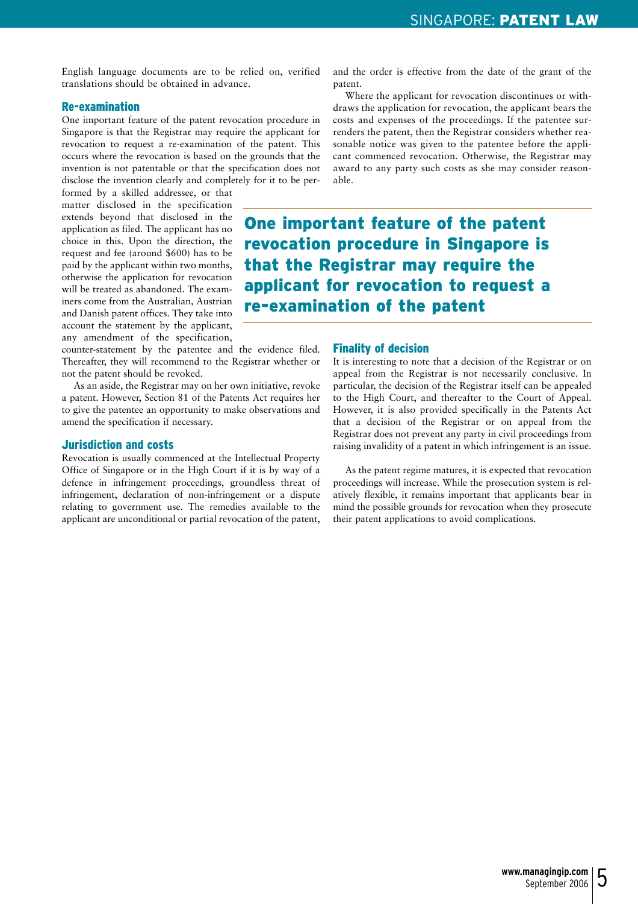English language documents are to be relied on, verified translations should be obtained in advance.

## Re-examination

One important feature of the patent revocation procedure in Singapore is that the Registrar may require the applicant for revocation to request a re-examination of the patent. This occurs where the revocation is based on the grounds that the invention is not patentable or that the specification does not disclose the invention clearly and completely for it to be performed by a skilled addressee, or that matter disclosed in the specification extends beyond that disclosed in the application as filed. The applicant has no choice in this. Upon the direction, the request and fee (around $600) has to be paid by the applicant within two months, otherwise the application for revocation will be treated as abandoned. The examiners come from the Australian, Austrian and Danish patent offices. They take into account the statement by the applicant, any amendment of the specification, counter-statement by the patentee and the evidence filed. Thereafter, they will recommend to the Registrar whether or not the patent should be revoked.

As an aside, the Registrar may on her own initiative, revoke a patent. However, Section 81 of the Patents Act requires her to give the patentee an opportunity to make observations and amend the specification if necessary.

## Jurisdiction and costs

Revocation is usually commenced at the Intellectual Property Office of Singapore or in the High Court if it is by way of a defence in infringement proceedings, groundless threat of infringement, declaration of non-infringement or a dispute relating to government use. The remedies available to the applicant are unconditional or partial revocation of the patent, and the order is effective from the date of the grant of the patent.

Where the applicant for revocation discontinues or withdraws the application for revocation, the applicant bears the costs and expenses of the proceedings. If the patentee surrenders the patent, then the Registrar considers whether reasonable notice was given to the patentee before the applicant commenced revocation. Otherwise, the Registrar may award to any party such costs as she may consider reasonable.

**One important feature of the patent revocation procedure in Singapore is that the Registrar may require the applicant for revocation to request a re-examination of the patent**

## Finality of decision

It is interesting to note that a decision of the Registrar or on appeal from the Registrar is not necessarily conclusive. In particular, the decision of the Registrar itself can be appealed to the High Court, and thereafter to the Court of Appeal. However, it is also provided specifically in the Patents Act that a decision of the Registrar or on appeal from the Registrar does not prevent any party in civil proceedings from raising invalidity of a patent in which infringement is an issue.

As the patent regime matures, it is expected that revocation proceedings will increase. While the prosecution system is relatively flexible, it remains important that applicants bear in mind the possible grounds for revocation when they prosecute their patent applications to avoid complications.